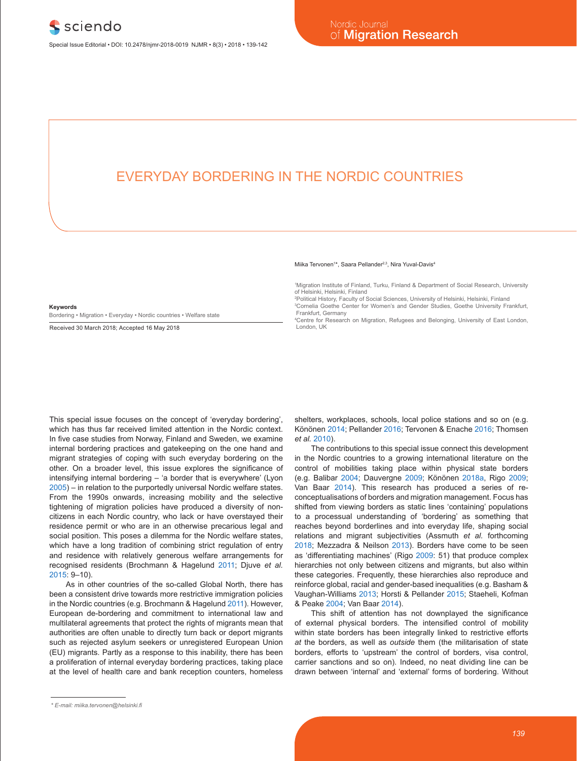# EVERYDAY BORDERING IN THE NORDIC COUNTRIES

Miika Tervonen[1]*, Saara Pellander[2,3], Nira Yuval-Davis[4]

[1]Migration Institute of Finland, Turku, Finland & Department of Social Research, University of Helsinki, Helsinki, Finland
[2]Political History, Faculty of Social Sciences, University of Helsinki, Helsinki, Finland
[3]Cornelia Goethe Center for Women's and Gender Studies, Goethe University Frankfurt, Frankfurt, Germany
[4]Centre for Research on Migration, Refugees and Belonging, University of East London, London, UK

**Keywords**
Bordering • Migration • Everyday • Nordic countries • Welfare state

Received 30 March 2018; Accepted 16 May 2018

This special issue focuses on the concept of 'everyday bordering', which has thus far received limited attention in the Nordic context. In five case studies from Norway, Finland and Sweden, we examine internal bordering practices and gatekeeping on the one hand and migrant strategies of coping with such everyday bordering on the other. On a broader level, this issue explores the significance of intensifying internal bordering – 'a border that is everywhere' (Lyon 2005) – in relation to the purportedly universal Nordic welfare states. From the 1990s onwards, increasing mobility and the selective tightening of migration policies have produced a diversity of non-citizens in each Nordic country, who lack or have overstayed their residence permit or who are in an otherwise precarious legal and social position. This poses a dilemma for the Nordic welfare states, which have a long tradition of combining strict regulation of entry and residence with relatively generous welfare arrangements for recognised residents (Brochmann & Hagelund 2011; Djuve *et al.* 2015: 9–10).

As in other countries of the so-called Global North, there has been a consistent drive towards more restrictive immigration policies in the Nordic countries (e.g. Brochmann & Hagelund 2011). However, European de-bordering and commitment to international law and multilateral agreements that protect the rights of migrants mean that authorities are often unable to directly turn back or deport migrants such as rejected asylum seekers or unregistered European Union (EU) migrants. Partly as a response to this inability, there has been a proliferation of internal everyday bordering practices, taking place at the level of health care and bank reception counters, homeless shelters, workplaces, schools, local police stations and so on (e.g. Könönen 2014; Pellander 2016; Tervonen & Enache 2016; Thomsen *et al.* 2010).

The contributions to this special issue connect this development in the Nordic countries to a growing international literature on the control of mobilities taking place within physical state borders (e.g. Balibar 2004; Dauvergne 2009; Könönen 2018a, Rigo 2009; Van Baar 2014). This research has produced a series of re-conceptualisations of borders and migration management. Focus has shifted from viewing borders as static lines 'containing' populations to a processual understanding of 'bordering' as something that reaches beyond borderlines and into everyday life, shaping social relations and migrant subjectivities (Assmuth *et al.* forthcoming 2018; Mezzadra & Neilson 2013). Borders have come to be seen as 'differentiating machines' (Rigo 2009: 51) that produce complex hierarchies not only between citizens and migrants, but also within these categories. Frequently, these hierarchies also reproduce and reinforce global, racial and gender-based inequalities (e.g. Basham & Vaughan-Williams 2013; Horsti & Pellander 2015; Staeheli, Kofman & Peake 2004; Van Baar 2014).

This shift of attention has not downplayed the significance of external physical borders. The intensified control of mobility within state borders has been integrally linked to restrictive efforts *at* the borders, as well as *outside* them (the militarisation of state borders, efforts to 'upstream' the control of borders, visa control, carrier sanctions and so on). Indeed, no neat dividing line can be drawn between 'internal' and 'external' forms of bordering. Without

\* E-mail: miika.tervonen@helsinki.fi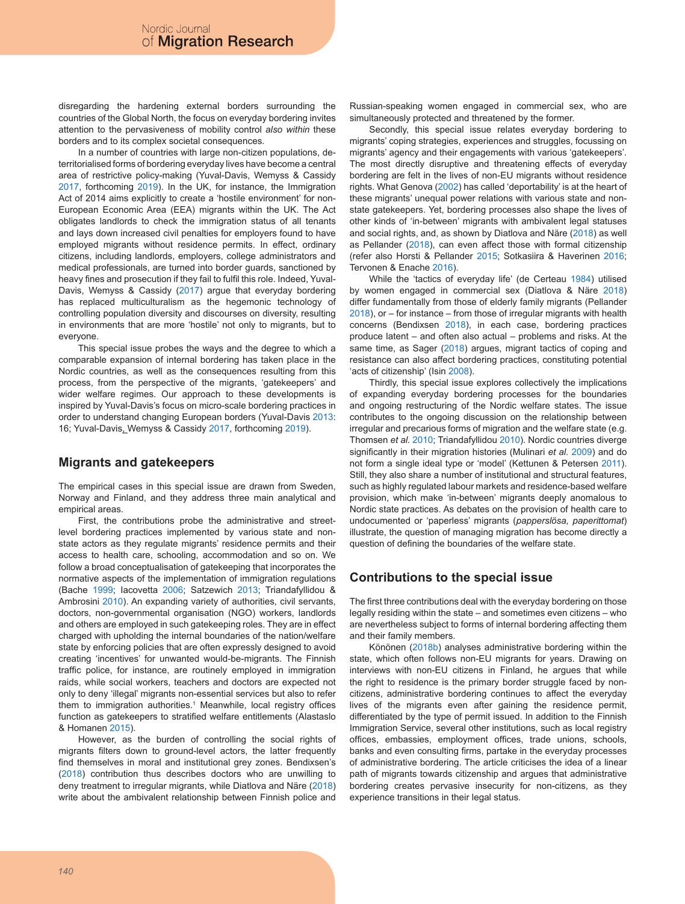disregarding the hardening external borders surrounding the countries of the Global North, the focus on everyday bordering invites attention to the pervasiveness of mobility control *also within* these borders and to its complex societal consequences.

In a number of countries with large non-citizen populations, deterritorialised forms of bordering everyday lives have become a central area of restrictive policy-making (Yuval-Davis, Wemyss & Cassidy 2017, forthcoming 2019). In the UK, for instance, the Immigration Act of 2014 aims explicitly to create a 'hostile environment' for non-European Economic Area (EEA) migrants within the UK. The Act obligates landlords to check the immigration status of all tenants and lays down increased civil penalties for employers found to have employed migrants without residence permits. In effect, ordinary citizens, including landlords, employers, college administrators and medical professionals, are turned into border guards, sanctioned by heavy fines and prosecution if they fail to fulfil this role. Indeed, Yuval-Davis, Wemyss & Cassidy (2017) argue that everyday bordering has replaced multiculturalism as the hegemonic technology of controlling population diversity and discourses on diversity, resulting in environments that are more 'hostile' not only to migrants, but to everyone.

This special issue probes the ways and the degree to which a comparable expansion of internal bordering has taken place in the Nordic countries, as well as the consequences resulting from this process, from the perspective of the migrants, 'gatekeepers' and wider welfare regimes. Our approach to these developments is inspired by Yuval-Davis's focus on micro-scale bordering practices in order to understand changing European borders (Yuval-Davis 2013: 16; Yuval-Davis, Wemyss & Cassidy 2017, forthcoming 2019).

## Migrants and gatekeepers

The empirical cases in this special issue are drawn from Sweden, Norway and Finland, and they address three main analytical and empirical areas.

First, the contributions probe the administrative and street-level bordering practices implemented by various state and non-state actors as they regulate migrants' residence permits and their access to health care, schooling, accommodation and so on. We follow a broad conceptualisation of gatekeeping that incorporates the normative aspects of the implementation of immigration regulations (Bache 1999; Iacovetta 2006; Satzewich 2013; Triandafyllidou & Ambrosini 2010). An expanding variety of authorities, civil servants, doctors, non-governmental organisation (NGO) workers, landlords and others are employed in such gatekeeping roles. They are in effect charged with upholding the internal boundaries of the nation/welfare state by enforcing policies that are often expressly designed to avoid creating 'incentives' for unwanted would-be-migrants. The Finnish traffic police, for instance, are routinely employed in immigration raids, while social workers, teachers and doctors are expected not only to deny 'illegal' migrants non-essential services but also to refer them to immigration authorities.[1] Meanwhile, local registry offices function as gatekeepers to stratified welfare entitlements (Alastaslo & Homanen 2015).

However, as the burden of controlling the social rights of migrants filters down to ground-level actors, the latter frequently find themselves in moral and institutional grey zones. Bendixsen's (2018) contribution thus describes doctors who are unwilling to deny treatment to irregular migrants, while Diatlova and Näre (2018) write about the ambivalent relationship between Finnish police and Russian-speaking women engaged in commercial sex, who are simultaneously protected and threatened by the former.

Secondly, this special issue relates everyday bordering to migrants' coping strategies, experiences and struggles, focussing on migrants' agency and their engagements with various 'gatekeepers'. The most directly disruptive and threatening effects of everyday bordering are felt in the lives of non-EU migrants without residence rights. What Genova (2002) has called 'deportability' is at the heart of these migrants' unequal power relations with various state and non-state gatekeepers. Yet, bordering processes also shape the lives of other kinds of 'in-between' migrants with ambivalent legal statuses and social rights, and, as shown by Diatlova and Näre (2018) as well as Pellander (2018), can even affect those with formal citizenship (refer also Horsti & Pellander 2015; Sotkasiira & Haverinen 2016; Tervonen & Enache 2016).

While the 'tactics of everyday life' (de Certeau 1984) utilised by women engaged in commercial sex (Diatlova & Näre 2018) differ fundamentally from those of elderly family migrants (Pellander 2018), or – for instance – from those of irregular migrants with health concerns (Bendixsen 2018), in each case, bordering practices produce latent – and often also actual – problems and risks. At the same time, as Sager (2018) argues, migrant tactics of coping and resistance can also affect bordering practices, constituting potential 'acts of citizenship' (Isin 2008).

Thirdly, this special issue explores collectively the implications of expanding everyday bordering processes for the boundaries and ongoing restructuring of the Nordic welfare states. The issue contributes to the ongoing discussion on the relationship between irregular and precarious forms of migration and the welfare state (e.g. Thomsen *et al.* 2010; Triandafyllidou 2010). Nordic countries diverge significantly in their migration histories (Mulinari *et al.* 2009) and do not form a single ideal type or 'model' (Kettunen & Petersen 2011). Still, they also share a number of institutional and structural features, such as highly regulated labour markets and residence-based welfare provision, which make 'in-between' migrants deeply anomalous to Nordic state practices. As debates on the provision of health care to undocumented or 'paperless' migrants (*papperslösa, paperittomat*) illustrate, the question of managing migration has become directly a question of defining the boundaries of the welfare state.

## Contributions to the special issue

The first three contributions deal with the everyday bordering on those legally residing within the state – and sometimes even citizens – who are nevertheless subject to forms of internal bordering affecting them and their family members.

Könönen (2018b) analyses administrative bordering within the state, which often follows non-EU migrants for years. Drawing on interviews with non-EU citizens in Finland, he argues that while the right to residence is the primary border struggle faced by non-citizens, administrative bordering continues to affect the everyday lives of the migrants even after gaining the residence permit, differentiated by the type of permit issued. In addition to the Finnish Immigration Service, several other institutions, such as local registry offices, embassies, employment offices, trade unions, schools, banks and even consulting firms, partake in the everyday processes of administrative bordering. The article criticises the idea of a linear path of migrants towards citizenship and argues that administrative bordering creates pervasive insecurity for non-citizens, as they experience transitions in their legal status.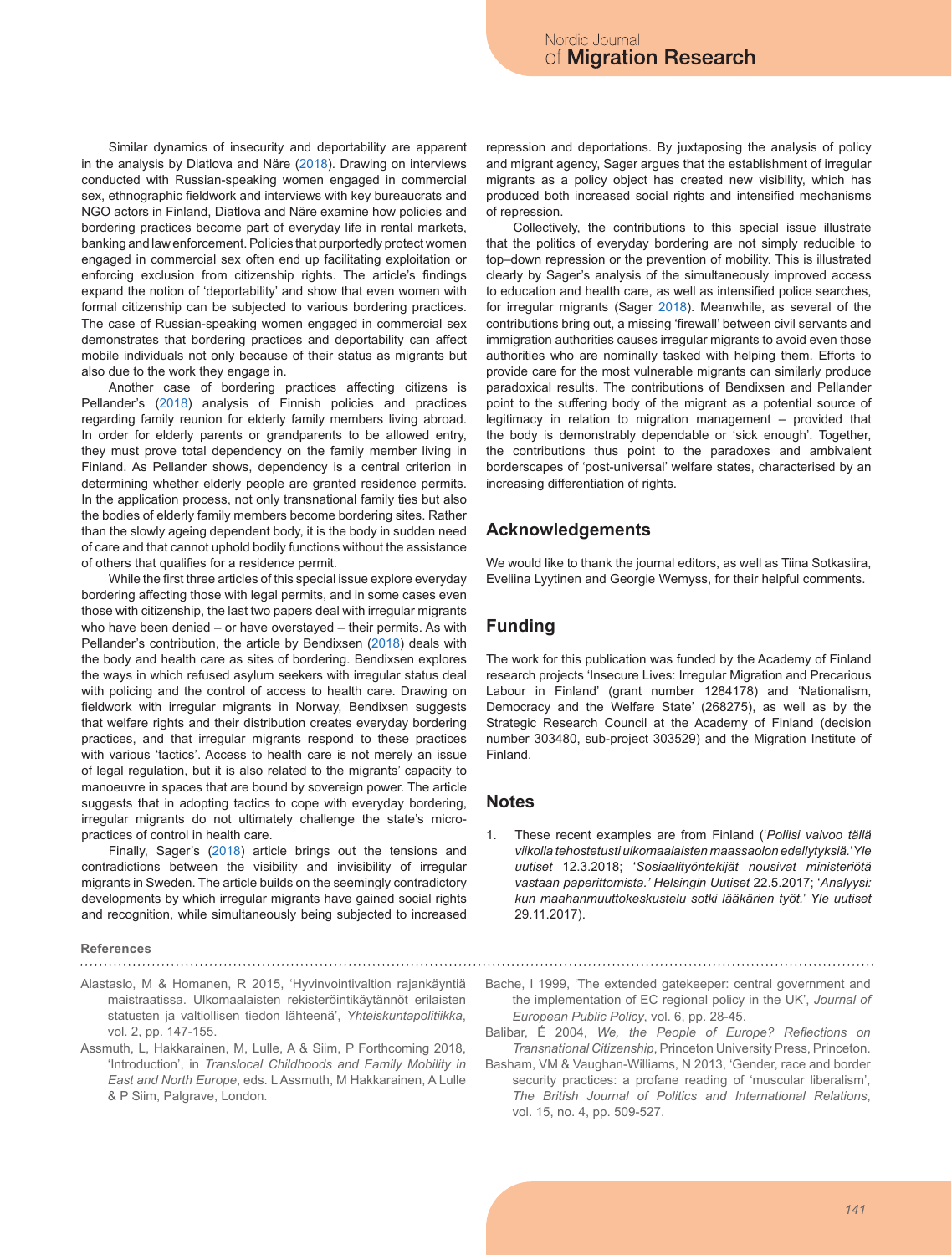Similar dynamics of insecurity and deportability are apparent in the analysis by Diatlova and Näre (2018). Drawing on interviews conducted with Russian-speaking women engaged in commercial sex, ethnographic fieldwork and interviews with key bureaucrats and NGO actors in Finland, Diatlova and Näre examine how policies and bordering practices become part of everyday life in rental markets, banking and law enforcement. Policies that purportedly protect women engaged in commercial sex often end up facilitating exploitation or enforcing exclusion from citizenship rights. The article's findings expand the notion of 'deportability' and show that even women with formal citizenship can be subjected to various bordering practices. The case of Russian-speaking women engaged in commercial sex demonstrates that bordering practices and deportability can affect mobile individuals not only because of their status as migrants but also due to the work they engage in.

Another case of bordering practices affecting citizens is Pellander's (2018) analysis of Finnish policies and practices regarding family reunion for elderly family members living abroad. In order for elderly parents or grandparents to be allowed entry, they must prove total dependency on the family member living in Finland. As Pellander shows, dependency is a central criterion in determining whether elderly people are granted residence permits. In the application process, not only transnational family ties but also the bodies of elderly family members become bordering sites. Rather than the slowly ageing dependent body, it is the body in sudden need of care and that cannot uphold bodily functions without the assistance of others that qualifies for a residence permit.

While the first three articles of this special issue explore everyday bordering affecting those with legal permits, and in some cases even those with citizenship, the last two papers deal with irregular migrants who have been denied – or have overstayed – their permits. As with Pellander's contribution, the article by Bendixsen (2018) deals with the body and health care as sites of bordering. Bendixsen explores the ways in which refused asylum seekers with irregular status deal with policing and the control of access to health care. Drawing on fieldwork with irregular migrants in Norway, Bendixsen suggests that welfare rights and their distribution creates everyday bordering practices, and that irregular migrants respond to these practices with various 'tactics'. Access to health care is not merely an issue of legal regulation, but it is also related to the migrants' capacity to manoeuvre in spaces that are bound by sovereign power. The article suggests that in adopting tactics to cope with everyday bordering, irregular migrants do not ultimately challenge the state's micro-practices of control in health care.

Finally, Sager's (2018) article brings out the tensions and contradictions between the visibility and invisibility of irregular migrants in Sweden. The article builds on the seemingly contradictory developments by which irregular migrants have gained social rights and recognition, while simultaneously being subjected to increased repression and deportations. By juxtaposing the analysis of policy and migrant agency, Sager argues that the establishment of irregular migrants as a policy object has created new visibility, which has produced both increased social rights and intensified mechanisms of repression.

Collectively, the contributions to this special issue illustrate that the politics of everyday bordering are not simply reducible to top–down repression or the prevention of mobility. This is illustrated clearly by Sager's analysis of the simultaneously improved access to education and health care, as well as intensified police searches, for irregular migrants (Sager 2018). Meanwhile, as several of the contributions bring out, a missing 'firewall' between civil servants and immigration authorities causes irregular migrants to avoid even those authorities who are nominally tasked with helping them. Efforts to provide care for the most vulnerable migrants can similarly produce paradoxical results. The contributions of Bendixsen and Pellander point to the suffering body of the migrant as a potential source of legitimacy in relation to migration management – provided that the body is demonstrably dependable or 'sick enough'. Together, the contributions thus point to the paradoxes and ambivalent borderscapes of 'post-universal' welfare states, characterised by an increasing differentiation of rights.

## Acknowledgements

We would like to thank the journal editors, as well as Tiina Sotkasiira, Eveliina Lyytinen and Georgie Wemyss, for their helpful comments.

## Funding

The work for this publication was funded by the Academy of Finland research projects 'Insecure Lives: Irregular Migration and Precarious Labour in Finland' (grant number 1284178) and 'Nationalism, Democracy and the Welfare State' (268275), as well as by the Strategic Research Council at the Academy of Finland (decision number 303480, sub-project 303529) and the Migration Institute of Finland.

## Notes

1. These recent examples are from Finland ('*Poliisi valvoo tällä viikolla tehostetusti ulkomaalaisten maassaolon edellytyksiä.*' *Yle uutiset* 12.3.2018; '*Sosiaalityöntekijät nousivat ministeriötä vastaan paperittomista.' Helsingin Uutiset* 22.5.2017; '*Analyysi: kun maahanmuuttokeskustelu sotki lääkärien työt.*' *Yle uutiset* 29.11.2017).

### References

Alastaslo, M & Homanen, R 2015, 'Hyvinvointivaltion rajankäyntiä maistraatissa. Ulkomaalaisten rekisteröintikäytännöt erilaisten statusten ja valtiollisen tiedon lähteenä', *Yhteiskuntapolitiikka*, vol. 2, pp. 147-155.

Assmuth, L, Hakkarainen, M, Lulle, A & Siim, P Forthcoming 2018, 'Introduction', in *Translocal Childhoods and Family Mobility in East and North Europe*, eds. L Assmuth, M Hakkarainen, A Lulle & P Siim, Palgrave, London.

Bache, I 1999, 'The extended gatekeeper: central government and the implementation of EC regional policy in the UK', *Journal of European Public Policy*, vol. 6, pp. 28-45.

Balibar, É 2004, *We, the People of Europe? Reflections on Transnational Citizenship*, Princeton University Press, Princeton.

Basham, VM & Vaughan-Williams, N 2013, 'Gender, race and border security practices: a profane reading of 'muscular liberalism', *The British Journal of Politics and International Relations*, vol. 15, no. 4, pp. 509-527.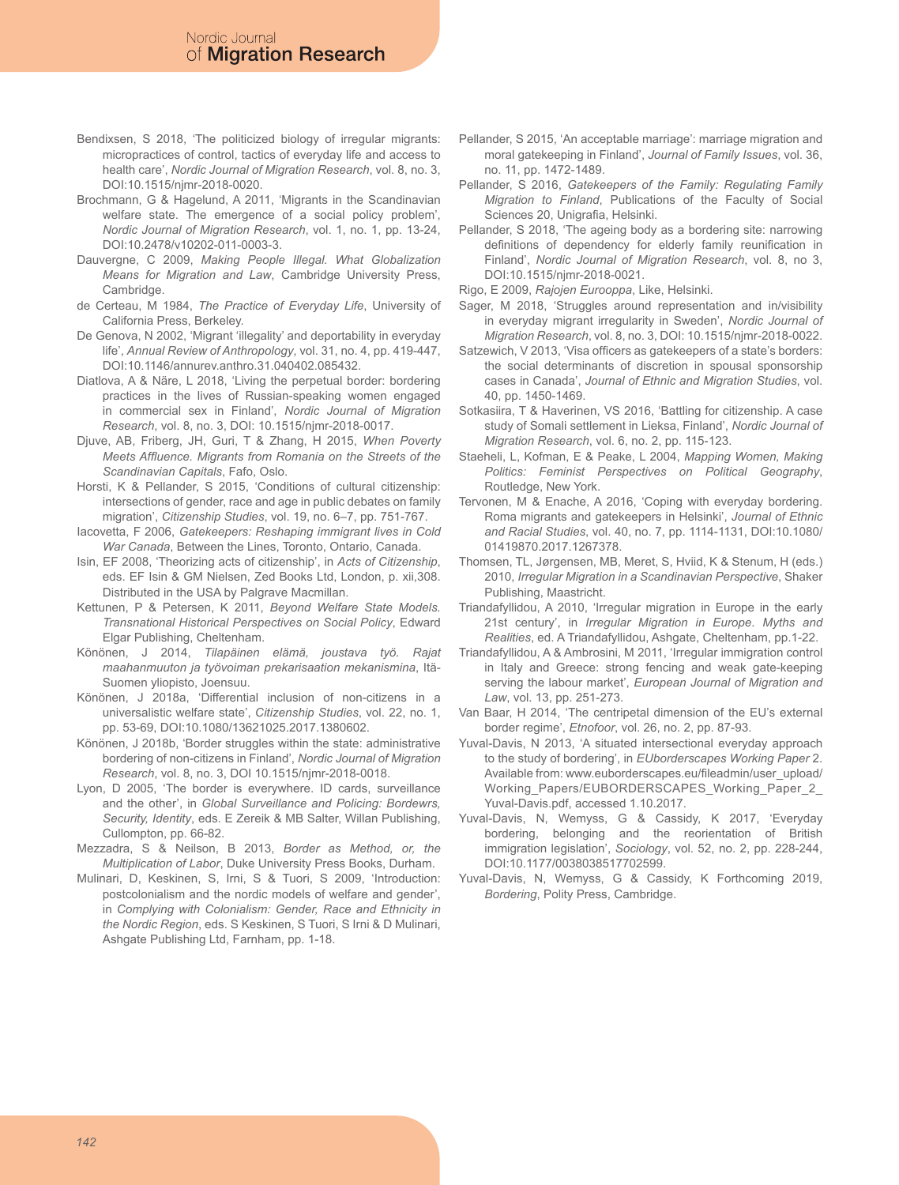Bendixsen, S 2018, 'The politicized biology of irregular migrants: micropractices of control, tactics of everyday life and access to health care', *Nordic Journal of Migration Research*, vol. 8, no. 3, DOI:10.1515/njmr-2018-0020.

Brochmann, G & Hagelund, A 2011, 'Migrants in the Scandinavian welfare state. The emergence of a social policy problem', *Nordic Journal of Migration Research*, vol. 1, no. 1, pp. 13-24, DOI:10.2478/v10202-011-0003-3.

Dauvergne, C 2009, *Making People Illegal. What Globalization Means for Migration and Law*, Cambridge University Press, Cambridge.

de Certeau, M 1984, *The Practice of Everyday Life*, University of California Press, Berkeley.

De Genova, N 2002, 'Migrant 'illegality' and deportability in everyday life', *Annual Review of Anthropology*, vol. 31, no. 4, pp. 419-447, DOI:10.1146/annurev.anthro.31.040402.085432.

Diatlova, A & Näre, L 2018, 'Living the perpetual border: bordering practices in the lives of Russian-speaking women engaged in commercial sex in Finland', *Nordic Journal of Migration Research*, vol. 8, no. 3, DOI: 10.1515/njmr-2018-0017.

Djuve, AB, Friberg, JH, Guri, T & Zhang, H 2015, *When Poverty Meets Affluence. Migrants from Romania on the Streets of the Scandinavian Capitals*, Fafo, Oslo.

Horsti, K & Pellander, S 2015, 'Conditions of cultural citizenship: intersections of gender, race and age in public debates on family migration', *Citizenship Studies*, vol. 19, no. 6–7, pp. 751-767.

Iacovetta, F 2006, *Gatekeepers: Reshaping immigrant lives in Cold War Canada*, Between the Lines, Toronto, Ontario, Canada.

Isin, EF 2008, 'Theorizing acts of citizenship', in *Acts of Citizenship*, eds. EF Isin & GM Nielsen, Zed Books Ltd, London, p. xii,308. Distributed in the USA by Palgrave Macmillan.

Kettunen, P & Petersen, K 2011, *Beyond Welfare State Models. Transnational Historical Perspectives on Social Policy*, Edward Elgar Publishing, Cheltenham.

Könönen, J 2014, *Tilapäinen elämä, joustava työ. Rajat maahanmuuton ja työvoiman prekarisaation mekanismina*, Itä-Suomen yliopisto, Joensuu.

Könönen, J 2018a, 'Differential inclusion of non-citizens in a universalistic welfare state', *Citizenship Studies*, vol. 22, no. 1, pp. 53-69, DOI:10.1080/13621025.2017.1380602.

Könönen, J 2018b, 'Border struggles within the state: administrative bordering of non-citizens in Finland', *Nordic Journal of Migration Research*, vol. 8, no. 3, DOI 10.1515/njmr-2018-0018.

Lyon, D 2005, 'The border is everywhere. ID cards, surveillance and the other', in *Global Surveillance and Policing: Bordewrs, Security, Identity*, eds. E Zereik & MB Salter, Willan Publishing, Cullompton, pp. 66-82.

Mezzadra, S & Neilson, B 2013, *Border as Method, or, the Multiplication of Labor*, Duke University Press Books, Durham.

Mulinari, D, Keskinen, S, Irni, S & Tuori, S 2009, 'Introduction: postcolonialism and the nordic models of welfare and gender', in *Complying with Colonialism: Gender, Race and Ethnicity in the Nordic Region*, eds. S Keskinen, S Tuori, S Irni & D Mulinari, Ashgate Publishing Ltd, Farnham, pp. 1-18.

Pellander, S 2015, 'An acceptable marriage': marriage migration and moral gatekeeping in Finland', *Journal of Family Issues*, vol. 36, no. 11, pp. 1472-1489.

Pellander, S 2016, *Gatekeepers of the Family: Regulating Family Migration to Finland*, Publications of the Faculty of Social Sciences 20, Unigrafia, Helsinki.

Pellander, S 2018, 'The ageing body as a bordering site: narrowing definitions of dependency for elderly family reunification in Finland', *Nordic Journal of Migration Research*, vol. 8, no 3, DOI:10.1515/njmr-2018-0021.

Rigo, E 2009, *Rajojen Eurooppa*, Like, Helsinki.

Sager, M 2018, 'Struggles around representation and in/visibility in everyday migrant irregularity in Sweden', *Nordic Journal of Migration Research*, vol. 8, no. 3, DOI: 10.1515/njmr-2018-0022.

Satzewich, V 2013, 'Visa officers as gatekeepers of a state's borders: the social determinants of discretion in spousal sponsorship cases in Canada', *Journal of Ethnic and Migration Studies*, vol. 40, pp. 1450-1469.

Sotkasiira, T & Haverinen, VS 2016, 'Battling for citizenship. A case study of Somali settlement in Lieksa, Finland', *Nordic Journal of Migration Research*, vol. 6, no. 2, pp. 115-123.

Staeheli, L, Kofman, E & Peake, L 2004, *Mapping Women, Making Politics: Feminist Perspectives on Political Geography*, Routledge, New York.

Tervonen, M & Enache, A 2016, 'Coping with everyday bordering. Roma migrants and gatekeepers in Helsinki', *Journal of Ethnic and Racial Studies*, vol. 40, no. 7, pp. 1114-1131, DOI:10.1080/01419870.2017.1267378.

Thomsen, TL, Jørgensen, MB, Meret, S, Hviid, K & Stenum, H (eds.) 2010, *Irregular Migration in a Scandinavian Perspective*, Shaker Publishing, Maastricht.

Triandafyllidou, A 2010, 'Irregular migration in Europe in the early 21st century', in *Irregular Migration in Europe. Myths and Realities*, ed. A Triandafyllidou, Ashgate, Cheltenham, pp.1-22.

Triandafyllidou, A & Ambrosini, M 2011, 'Irregular immigration control in Italy and Greece: strong fencing and weak gate-keeping serving the labour market', *European Journal of Migration and Law*, vol. 13, pp. 251-273.

Van Baar, H 2014, 'The centripetal dimension of the EU's external border regime', *Etnofoor*, vol. 26, no. 2, pp. 87-93.

Yuval-Davis, N 2013, 'A situated intersectional everyday approach to the study of bordering', in *EUborderscapes Working Paper* 2. Available from: www.euborderscapes.eu/fileadmin/user_upload/Working_Papers/EUBORDERSCAPES_Working_Paper_2_Yuval-Davis.pdf, accessed 1.10.2017.

Yuval-Davis, N, Wemyss, G & Cassidy, K 2017, 'Everyday bordering, belonging and the reorientation of British immigration legislation', *Sociology*, vol. 52, no. 2, pp. 228-244, DOI:10.1177/0038038517702599.

Yuval-Davis, N, Wemyss, G & Cassidy, K Forthcoming 2019, *Bordering*, Polity Press, Cambridge.